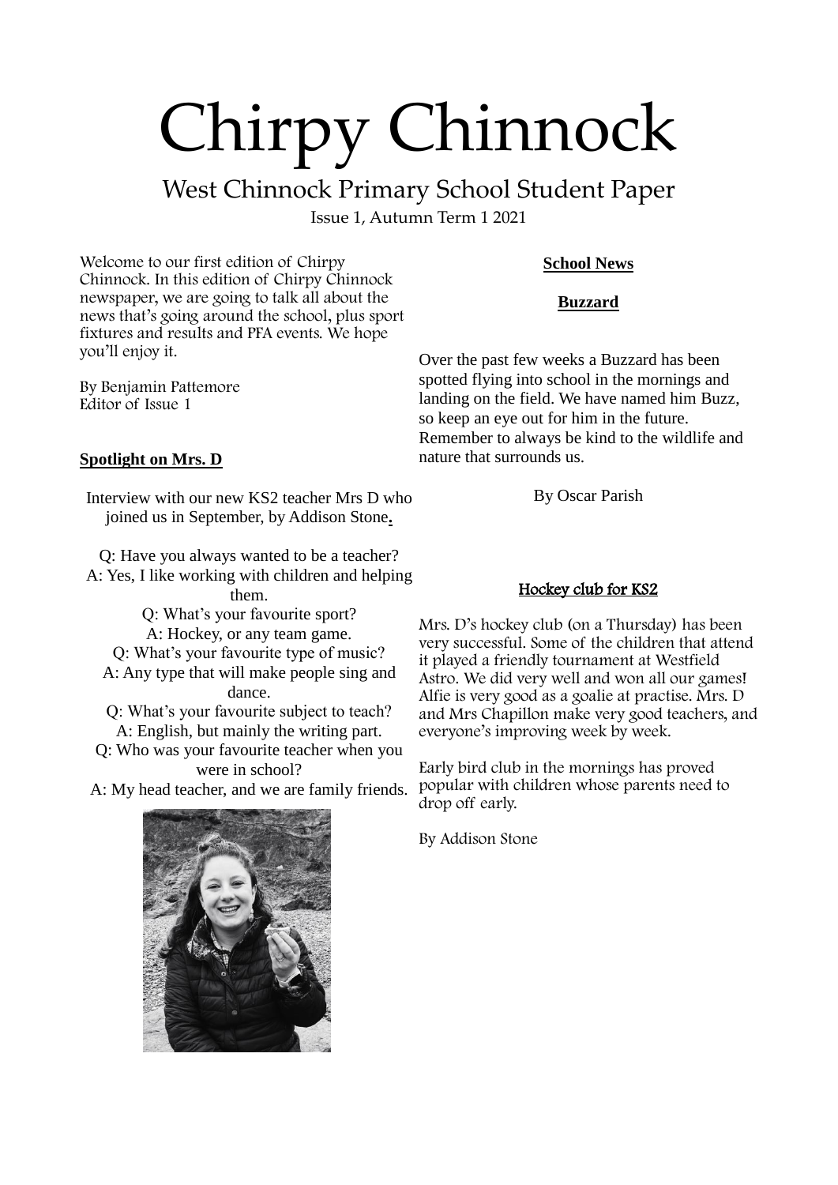# Chirpy Chinnock

## West Chinnock Primary School Student Paper

Issue 1, Autumn Term 1 2021

Welcome to our first edition of Chirpy Chinnock. In this edition of Chirpy Chinnock newspaper, we are going to talk all about the news that's going around the school, plus sport fixtures and results and PFA events. We hope you'll enjoy it.

By Benjamin Pattemore
Editor of Issue 1

### **Spotlight on Mrs. D**

Interview with our new KS2 teacher Mrs D who joined us in September, by Addison Stone.

Q: Have you always wanted to be a teacher?
A: Yes, I like working with children and helping them.
Q: What's your favourite sport?
A: Hockey, or any team game.
Q: What's your favourite type of music?
A: Any type that will make people sing and dance.
Q: What's your favourite subject to teach?
A: English, but mainly the writing part.
Q: Who was your favourite teacher when you were in school?
A: My head teacher, and we are family friends.

### **School News**

### **Buzzard**

Over the past few weeks a Buzzard has been spotted flying into school in the mornings and landing on the field. We have named him Buzz, so keep an eye out for him in the future. Remember to always be kind to the wildlife and nature that surrounds us.

By Oscar Parish

### Hockey club for KS2

Mrs. D's hockey club (on a Thursday) has been very successful. Some of the children that attend it played a friendly tournament at Westfield Astro. We did very well and won all our games! Alfie is very good as a goalie at practise. Mrs. D and Mrs Chapillon make very good teachers, and everyone's improving week by week.

Early bird club in the mornings has proved popular with children whose parents need to drop off early.

By Addison Stone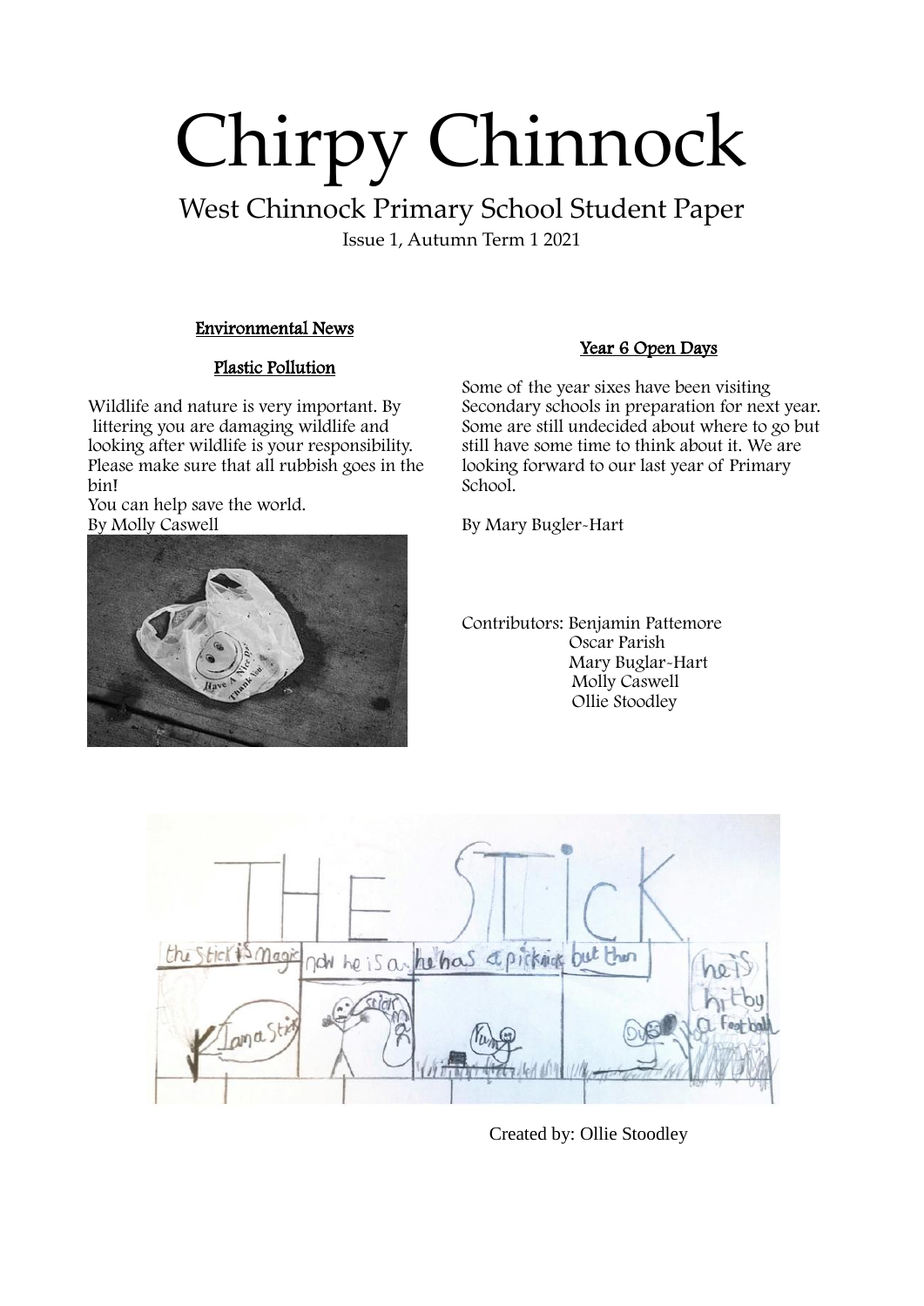# Chirpy Chinnock

## West Chinnock Primary School Student Paper

Issue 1, Autumn Term 1 2021

### Environmental News

#### Plastic Pollution

Wildlife and nature is very important. By littering you are damaging wildlife and looking after wildlife is your responsibility. Please make sure that all rubbish goes in the bin!

You can help save the world.

By Molly Caswell

### Year 6 Open Days

Some of the year sixes have been visiting Secondary schools in preparation for next year. Some are still undecided about where to go but still have some time to think about it. We are looking forward to our last year of Primary School.

By Mary Bugler-Hart

Contributors: Benjamin Pattemore
Oscar Parish
Mary Buglar-Hart
Molly Caswell
Ollie Stoodley

Created by: Ollie Stoodley